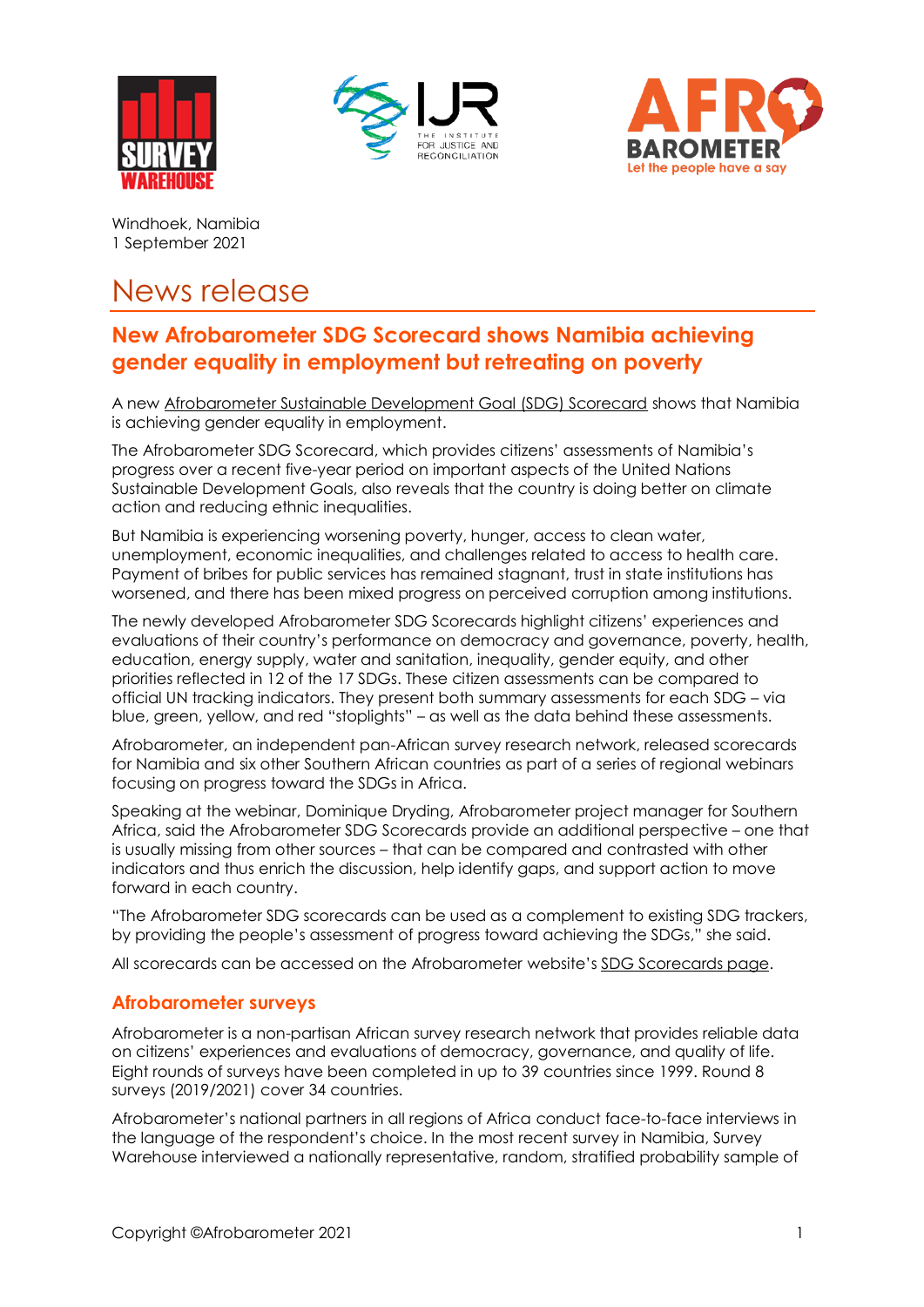Windhoek, Namibia
1 September 2021

# News release

## New Afrobarometer SDG Scorecard shows Namibia achieving gender equality in employment but retreating on poverty

A new Afrobarometer Sustainable Development Goal (SDG) Scorecard shows that Namibia is achieving gender equality in employment.

The Afrobarometer SDG Scorecard, which provides citizens' assessments of Namibia's progress over a recent five-year period on important aspects of the United Nations Sustainable Development Goals, also reveals that the country is doing better on climate action and reducing ethnic inequalities.

But Namibia is experiencing worsening poverty, hunger, access to clean water, unemployment, economic inequalities, and challenges related to access to health care. Payment of bribes for public services has remained stagnant, trust in state institutions has worsened, and there has been mixed progress on perceived corruption among institutions.

The newly developed Afrobarometer SDG Scorecards highlight citizens' experiences and evaluations of their country's performance on democracy and governance, poverty, health, education, energy supply, water and sanitation, inequality, gender equity, and other priorities reflected in 12 of the 17 SDGs. These citizen assessments can be compared to official UN tracking indicators. They present both summary assessments for each SDG – via blue, green, yellow, and red "stoplights" – as well as the data behind these assessments.

Afrobarometer, an independent pan-African survey research network, released scorecards for Namibia and six other Southern African countries as part of a series of regional webinars focusing on progress toward the SDGs in Africa.

Speaking at the webinar, Dominique Dryding, Afrobarometer project manager for Southern Africa, said the Afrobarometer SDG Scorecards provide an additional perspective – one that is usually missing from other sources – that can be compared and contrasted with other indicators and thus enrich the discussion, help identify gaps, and support action to move forward in each country.

"The Afrobarometer SDG scorecards can be used as a complement to existing SDG trackers, by providing the people's assessment of progress toward achieving the SDGs," she said.

All scorecards can be accessed on the Afrobarometer website's SDG Scorecards page.

### Afrobarometer surveys

Afrobarometer is a non-partisan African survey research network that provides reliable data on citizens' experiences and evaluations of democracy, governance, and quality of life. Eight rounds of surveys have been completed in up to 39 countries since 1999. Round 8 surveys (2019/2021) cover 34 countries.

Afrobarometer's national partners in all regions of Africa conduct face-to-face interviews in the language of the respondent's choice. In the most recent survey in Namibia, Survey Warehouse interviewed a nationally representative, random, stratified probability sample of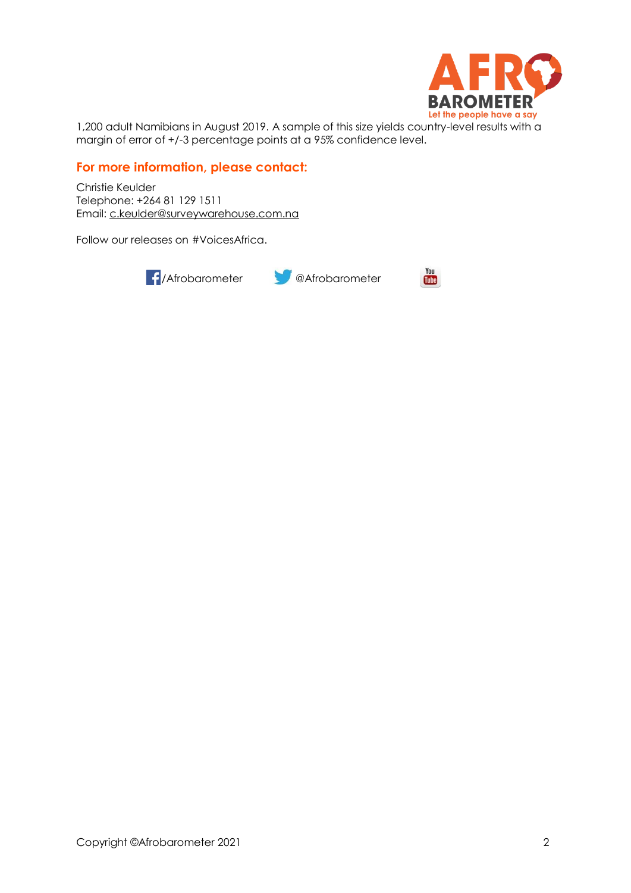1,200 adult Namibians in August 2019. A sample of this size yields country-level results with a margin of error of +/-3 percentage points at a 95% confidence level.

## For more information, please contact:

Christie Keulder
Telephone: +264 81 129 1511
Email: c.keulder@surveywarehouse.com.na

Follow our releases on #VoicesAfrica.

/Afrobarometer @Afrobarometer